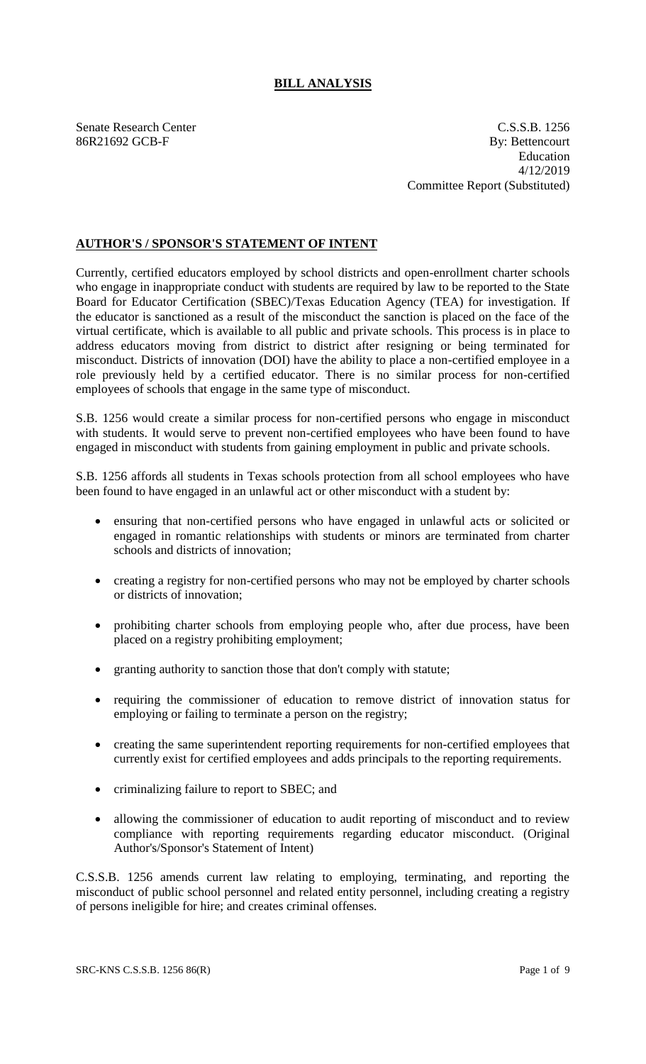# BILL ANALYSIS

Senate Research Center
86R21692 GCB-F

C.S.S.B. 1256
By: Bettencourt
Education
4/12/2019
Committee Report (Substituted)

## AUTHOR'S / SPONSOR'S STATEMENT OF INTENT

Currently, certified educators employed by school districts and open-enrollment charter schools who engage in inappropriate conduct with students are required by law to be reported to the State Board for Educator Certification (SBEC)/Texas Education Agency (TEA) for investigation. If the educator is sanctioned as a result of the misconduct the sanction is placed on the face of the virtual certificate, which is available to all public and private schools. This process is in place to address educators moving from district to district after resigning or being terminated for misconduct. Districts of innovation (DOI) have the ability to place a non-certified employee in a role previously held by a certified educator. There is no similar process for non-certified employees of schools that engage in the same type of misconduct.

S.B. 1256 would create a similar process for non-certified persons who engage in misconduct with students. It would serve to prevent non-certified employees who have been found to have engaged in misconduct with students from gaining employment in public and private schools.

S.B. 1256 affords all students in Texas schools protection from all school employees who have been found to have engaged in an unlawful act or other misconduct with a student by:

- ensuring that non-certified persons who have engaged in unlawful acts or solicited or engaged in romantic relationships with students or minors are terminated from charter schools and districts of innovation;
- creating a registry for non-certified persons who may not be employed by charter schools or districts of innovation;
- prohibiting charter schools from employing people who, after due process, have been placed on a registry prohibiting employment;
- granting authority to sanction those that don't comply with statute;
- requiring the commissioner of education to remove district of innovation status for employing or failing to terminate a person on the registry;
- creating the same superintendent reporting requirements for non-certified employees that currently exist for certified employees and adds principals to the reporting requirements.
- criminalizing failure to report to SBEC; and
- allowing the commissioner of education to audit reporting of misconduct and to review compliance with reporting requirements regarding educator misconduct. (Original Author's/Sponsor's Statement of Intent)

C.S.S.B. 1256 amends current law relating to employing, terminating, and reporting the misconduct of public school personnel and related entity personnel, including creating a registry of persons ineligible for hire; and creates criminal offenses.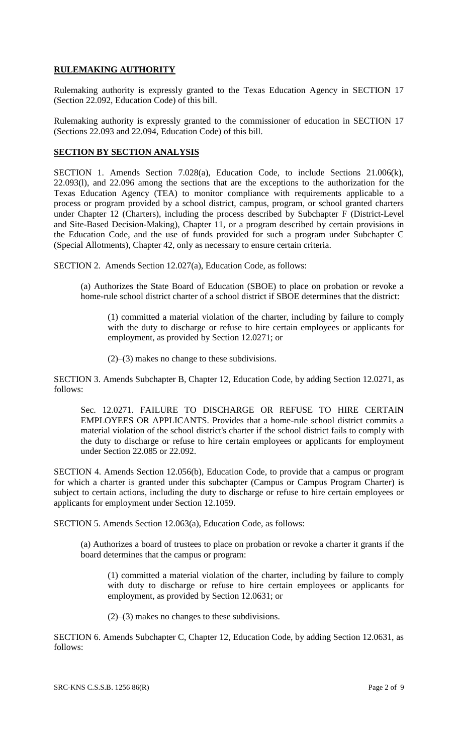## RULEMAKING AUTHORITY

Rulemaking authority is expressly granted to the Texas Education Agency in SECTION 17 (Section 22.092, Education Code) of this bill.

Rulemaking authority is expressly granted to the commissioner of education in SECTION 17 (Sections 22.093 and 22.094, Education Code) of this bill.

## SECTION BY SECTION ANALYSIS

SECTION 1. Amends Section 7.028(a), Education Code, to include Sections 21.006(k), 22.093(l), and 22.096 among the sections that are the exceptions to the authorization for the Texas Education Agency (TEA) to monitor compliance with requirements applicable to a process or program provided by a school district, campus, program, or school granted charters under Chapter 12 (Charters), including the process described by Subchapter F (District-Level and Site-Based Decision-Making), Chapter 11, or a program described by certain provisions in the Education Code, and the use of funds provided for such a program under Subchapter C (Special Allotments), Chapter 42, only as necessary to ensure certain criteria.

SECTION 2. Amends Section 12.027(a), Education Code, as follows:

(a) Authorizes the State Board of Education (SBOE) to place on probation or revoke a home-rule school district charter of a school district if SBOE determines that the district:

(1) committed a material violation of the charter, including by failure to comply with the duty to discharge or refuse to hire certain employees or applicants for employment, as provided by Section 12.0271; or

(2)–(3) makes no change to these subdivisions.

SECTION 3. Amends Subchapter B, Chapter 12, Education Code, by adding Section 12.0271, as follows:

Sec. 12.0271. FAILURE TO DISCHARGE OR REFUSE TO HIRE CERTAIN EMPLOYEES OR APPLICANTS. Provides that a home-rule school district commits a material violation of the school district's charter if the school district fails to comply with the duty to discharge or refuse to hire certain employees or applicants for employment under Section 22.085 or 22.092.

SECTION 4. Amends Section 12.056(b), Education Code, to provide that a campus or program for which a charter is granted under this subchapter (Campus or Campus Program Charter) is subject to certain actions, including the duty to discharge or refuse to hire certain employees or applicants for employment under Section 12.1059.

SECTION 5. Amends Section 12.063(a), Education Code, as follows:

(a) Authorizes a board of trustees to place on probation or revoke a charter it grants if the board determines that the campus or program:

(1) committed a material violation of the charter, including by failure to comply with duty to discharge or refuse to hire certain employees or applicants for employment, as provided by Section 12.0631; or

(2)–(3) makes no changes to these subdivisions.

SECTION 6. Amends Subchapter C, Chapter 12, Education Code, by adding Section 12.0631, as follows: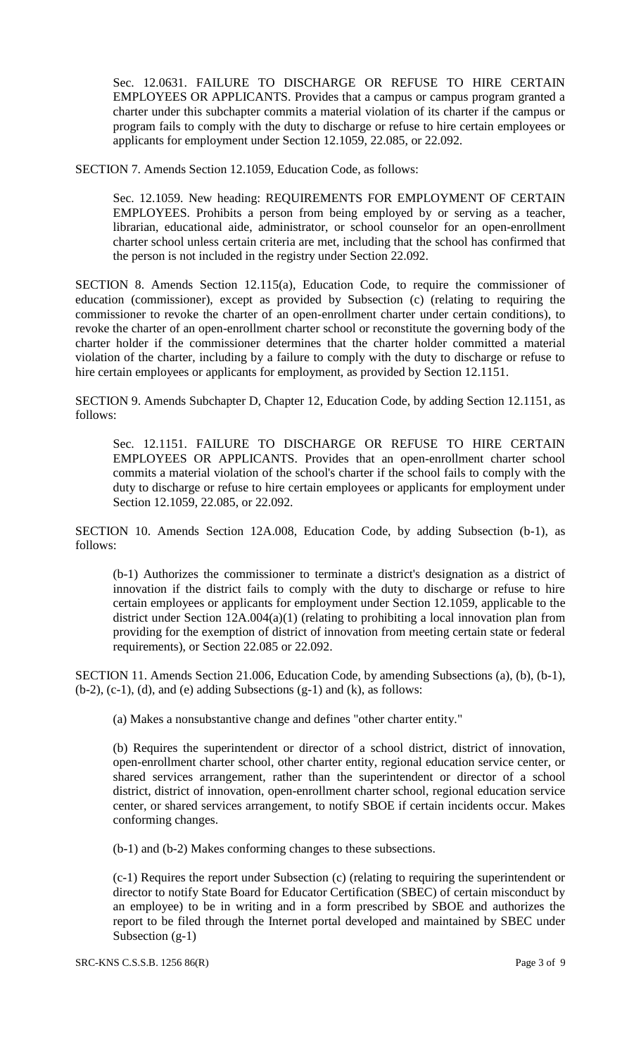Sec. 12.0631. FAILURE TO DISCHARGE OR REFUSE TO HIRE CERTAIN EMPLOYEES OR APPLICANTS. Provides that a campus or campus program granted a charter under this subchapter commits a material violation of its charter if the campus or program fails to comply with the duty to discharge or refuse to hire certain employees or applicants for employment under Section 12.1059, 22.085, or 22.092.

SECTION 7. Amends Section 12.1059, Education Code, as follows:

Sec. 12.1059. New heading: REQUIREMENTS FOR EMPLOYMENT OF CERTAIN EMPLOYEES. Prohibits a person from being employed by or serving as a teacher, librarian, educational aide, administrator, or school counselor for an open-enrollment charter school unless certain criteria are met, including that the school has confirmed that the person is not included in the registry under Section 22.092.

SECTION 8. Amends Section 12.115(a), Education Code, to require the commissioner of education (commissioner), except as provided by Subsection (c) (relating to requiring the commissioner to revoke the charter of an open-enrollment charter under certain conditions), to revoke the charter of an open-enrollment charter school or reconstitute the governing body of the charter holder if the commissioner determines that the charter holder committed a material violation of the charter, including by a failure to comply with the duty to discharge or refuse to hire certain employees or applicants for employment, as provided by Section 12.1151.

SECTION 9. Amends Subchapter D, Chapter 12, Education Code, by adding Section 12.1151, as follows:

Sec. 12.1151. FAILURE TO DISCHARGE OR REFUSE TO HIRE CERTAIN EMPLOYEES OR APPLICANTS. Provides that an open-enrollment charter school commits a material violation of the school's charter if the school fails to comply with the duty to discharge or refuse to hire certain employees or applicants for employment under Section 12.1059, 22.085, or 22.092.

SECTION 10. Amends Section 12A.008, Education Code, by adding Subsection (b-1), as follows:

(b-1) Authorizes the commissioner to terminate a district's designation as a district of innovation if the district fails to comply with the duty to discharge or refuse to hire certain employees or applicants for employment under Section 12.1059, applicable to the district under Section 12A.004(a)(1) (relating to prohibiting a local innovation plan from providing for the exemption of district of innovation from meeting certain state or federal requirements), or Section 22.085 or 22.092.

SECTION 11. Amends Section 21.006, Education Code, by amending Subsections (a), (b), (b-1), (b-2), (c-1), (d), and (e) adding Subsections (g-1) and (k), as follows:

(a) Makes a nonsubstantive change and defines "other charter entity."

(b) Requires the superintendent or director of a school district, district of innovation, open-enrollment charter school, other charter entity, regional education service center, or shared services arrangement, rather than the superintendent or director of a school district, district of innovation, open-enrollment charter school, regional education service center, or shared services arrangement, to notify SBOE if certain incidents occur. Makes conforming changes.

(b-1) and (b-2) Makes conforming changes to these subsections.

(c-1) Requires the report under Subsection (c) (relating to requiring the superintendent or director to notify State Board for Educator Certification (SBEC) of certain misconduct by an employee) to be in writing and in a form prescribed by SBOE and authorizes the report to be filed through the Internet portal developed and maintained by SBEC under Subsection (g-1)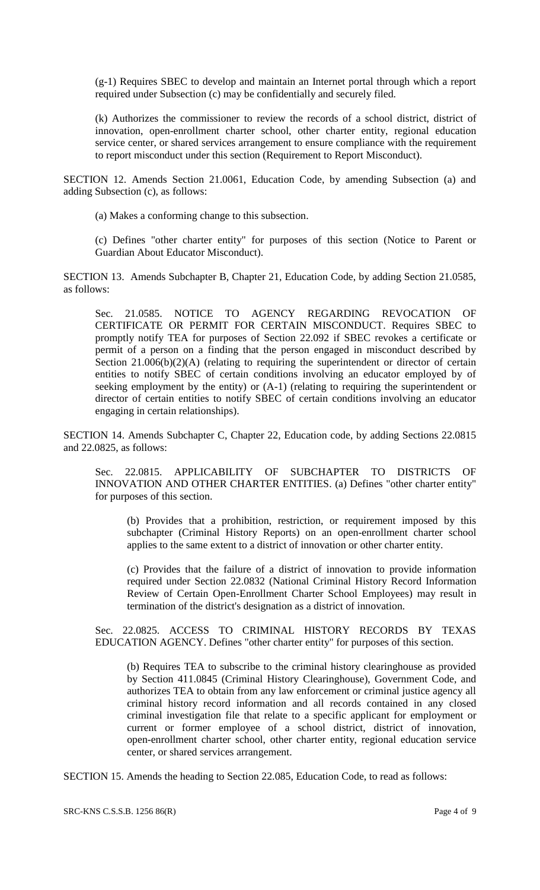(g-1) Requires SBEC to develop and maintain an Internet portal through which a report required under Subsection (c) may be confidentially and securely filed.

(k) Authorizes the commissioner to review the records of a school district, district of innovation, open-enrollment charter school, other charter entity, regional education service center, or shared services arrangement to ensure compliance with the requirement to report misconduct under this section (Requirement to Report Misconduct).

SECTION 12. Amends Section 21.0061, Education Code, by amending Subsection (a) and adding Subsection (c), as follows:

(a) Makes a conforming change to this subsection.

(c) Defines "other charter entity" for purposes of this section (Notice to Parent or Guardian About Educator Misconduct).

SECTION 13. Amends Subchapter B, Chapter 21, Education Code, by adding Section 21.0585, as follows:

Sec. 21.0585. NOTICE TO AGENCY REGARDING REVOCATION OF CERTIFICATE OR PERMIT FOR CERTAIN MISCONDUCT. Requires SBEC to promptly notify TEA for purposes of Section 22.092 if SBEC revokes a certificate or permit of a person on a finding that the person engaged in misconduct described by Section 21.006(b)(2)(A) (relating to requiring the superintendent or director of certain entities to notify SBEC of certain conditions involving an educator employed by of seeking employment by the entity) or (A-1) (relating to requiring the superintendent or director of certain entities to notify SBEC of certain conditions involving an educator engaging in certain relationships).

SECTION 14. Amends Subchapter C, Chapter 22, Education code, by adding Sections 22.0815 and 22.0825, as follows:

Sec. 22.0815. APPLICABILITY OF SUBCHAPTER TO DISTRICTS OF INNOVATION AND OTHER CHARTER ENTITIES. (a) Defines "other charter entity" for purposes of this section.

(b) Provides that a prohibition, restriction, or requirement imposed by this subchapter (Criminal History Reports) on an open-enrollment charter school applies to the same extent to a district of innovation or other charter entity.

(c) Provides that the failure of a district of innovation to provide information required under Section 22.0832 (National Criminal History Record Information Review of Certain Open-Enrollment Charter School Employees) may result in termination of the district's designation as a district of innovation.

Sec. 22.0825. ACCESS TO CRIMINAL HISTORY RECORDS BY TEXAS EDUCATION AGENCY. Defines "other charter entity" for purposes of this section.

(b) Requires TEA to subscribe to the criminal history clearinghouse as provided by Section 411.0845 (Criminal History Clearinghouse), Government Code, and authorizes TEA to obtain from any law enforcement or criminal justice agency all criminal history record information and all records contained in any closed criminal investigation file that relate to a specific applicant for employment or current or former employee of a school district, district of innovation, open-enrollment charter school, other charter entity, regional education service center, or shared services arrangement.

SECTION 15. Amends the heading to Section 22.085, Education Code, to read as follows: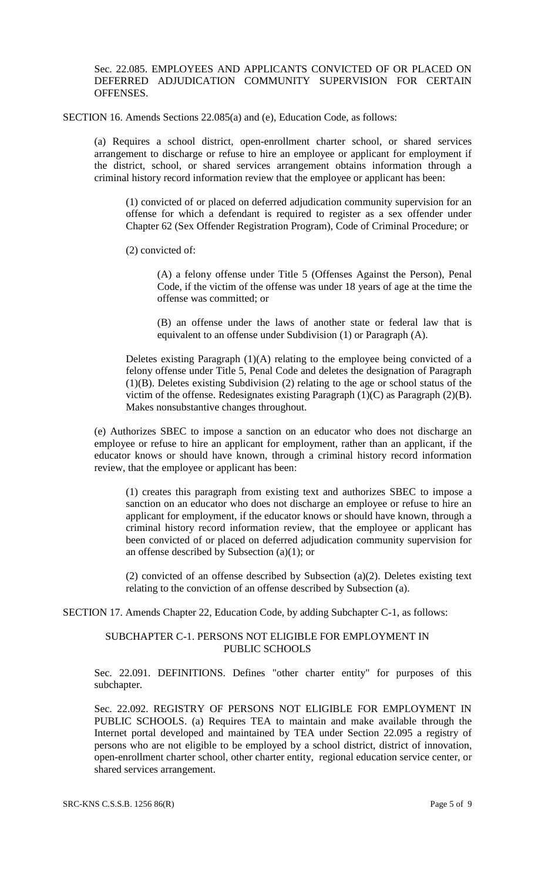Sec. 22.085. EMPLOYEES AND APPLICANTS CONVICTED OF OR PLACED ON DEFERRED ADJUDICATION COMMUNITY SUPERVISION FOR CERTAIN OFFENSES.

SECTION 16. Amends Sections 22.085(a) and (e), Education Code, as follows:

(a) Requires a school district, open-enrollment charter school, or shared services arrangement to discharge or refuse to hire an employee or applicant for employment if the district, school, or shared services arrangement obtains information through a criminal history record information review that the employee or applicant has been:

(1) convicted of or placed on deferred adjudication community supervision for an offense for which a defendant is required to register as a sex offender under Chapter 62 (Sex Offender Registration Program), Code of Criminal Procedure; or

(2) convicted of:

(A) a felony offense under Title 5 (Offenses Against the Person), Penal Code, if the victim of the offense was under 18 years of age at the time the offense was committed; or

(B) an offense under the laws of another state or federal law that is equivalent to an offense under Subdivision (1) or Paragraph (A).

Deletes existing Paragraph (1)(A) relating to the employee being convicted of a felony offense under Title 5, Penal Code and deletes the designation of Paragraph (1)(B). Deletes existing Subdivision (2) relating to the age or school status of the victim of the offense. Redesignates existing Paragraph (1)(C) as Paragraph (2)(B). Makes nonsubstantive changes throughout.

(e) Authorizes SBEC to impose a sanction on an educator who does not discharge an employee or refuse to hire an applicant for employment, rather than an applicant, if the educator knows or should have known, through a criminal history record information review, that the employee or applicant has been:

(1) creates this paragraph from existing text and authorizes SBEC to impose a sanction on an educator who does not discharge an employee or refuse to hire an applicant for employment, if the educator knows or should have known, through a criminal history record information review, that the employee or applicant has been convicted of or placed on deferred adjudication community supervision for an offense described by Subsection (a)(1); or

(2) convicted of an offense described by Subsection (a)(2). Deletes existing text relating to the conviction of an offense described by Subsection (a).

SECTION 17. Amends Chapter 22, Education Code, by adding Subchapter C-1, as follows:

SUBCHAPTER C-1. PERSONS NOT ELIGIBLE FOR EMPLOYMENT IN PUBLIC SCHOOLS

Sec. 22.091. DEFINITIONS. Defines "other charter entity" for purposes of this subchapter.

Sec. 22.092. REGISTRY OF PERSONS NOT ELIGIBLE FOR EMPLOYMENT IN PUBLIC SCHOOLS. (a) Requires TEA to maintain and make available through the Internet portal developed and maintained by TEA under Section 22.095 a registry of persons who are not eligible to be employed by a school district, district of innovation, open-enrollment charter school, other charter entity, regional education service center, or shared services arrangement.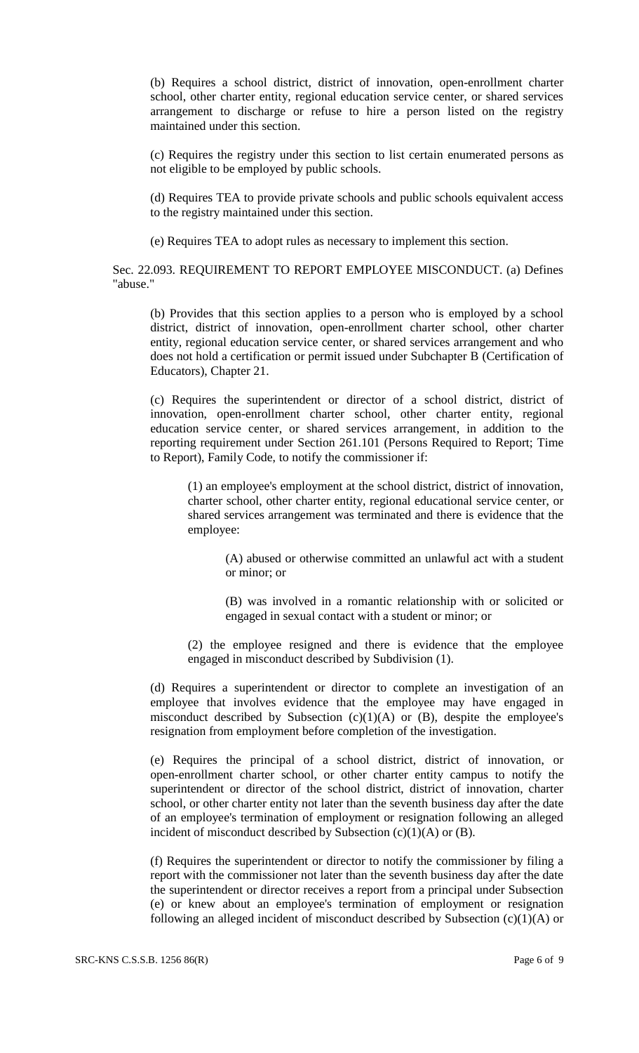(b) Requires a school district, district of innovation, open-enrollment charter school, other charter entity, regional education service center, or shared services arrangement to discharge or refuse to hire a person listed on the registry maintained under this section.

(c) Requires the registry under this section to list certain enumerated persons as not eligible to be employed by public schools.

(d) Requires TEA to provide private schools and public schools equivalent access to the registry maintained under this section.

(e) Requires TEA to adopt rules as necessary to implement this section.

Sec. 22.093. REQUIREMENT TO REPORT EMPLOYEE MISCONDUCT. (a) Defines "abuse."

(b) Provides that this section applies to a person who is employed by a school district, district of innovation, open-enrollment charter school, other charter entity, regional education service center, or shared services arrangement and who does not hold a certification or permit issued under Subchapter B (Certification of Educators), Chapter 21.

(c) Requires the superintendent or director of a school district, district of innovation, open-enrollment charter school, other charter entity, regional education service center, or shared services arrangement, in addition to the reporting requirement under Section 261.101 (Persons Required to Report; Time to Report), Family Code, to notify the commissioner if:

(1) an employee's employment at the school district, district of innovation, charter school, other charter entity, regional educational service center, or shared services arrangement was terminated and there is evidence that the employee:

(A) abused or otherwise committed an unlawful act with a student or minor; or

(B) was involved in a romantic relationship with or solicited or engaged in sexual contact with a student or minor; or

(2) the employee resigned and there is evidence that the employee engaged in misconduct described by Subdivision (1).

(d) Requires a superintendent or director to complete an investigation of an employee that involves evidence that the employee may have engaged in misconduct described by Subsection (c)(1)(A) or (B), despite the employee's resignation from employment before completion of the investigation.

(e) Requires the principal of a school district, district of innovation, or open-enrollment charter school, or other charter entity campus to notify the superintendent or director of the school district, district of innovation, charter school, or other charter entity not later than the seventh business day after the date of an employee's termination of employment or resignation following an alleged incident of misconduct described by Subsection (c)(1)(A) or (B).

(f) Requires the superintendent or director to notify the commissioner by filing a report with the commissioner not later than the seventh business day after the date the superintendent or director receives a report from a principal under Subsection (e) or knew about an employee's termination of employment or resignation following an alleged incident of misconduct described by Subsection (c)(1)(A) or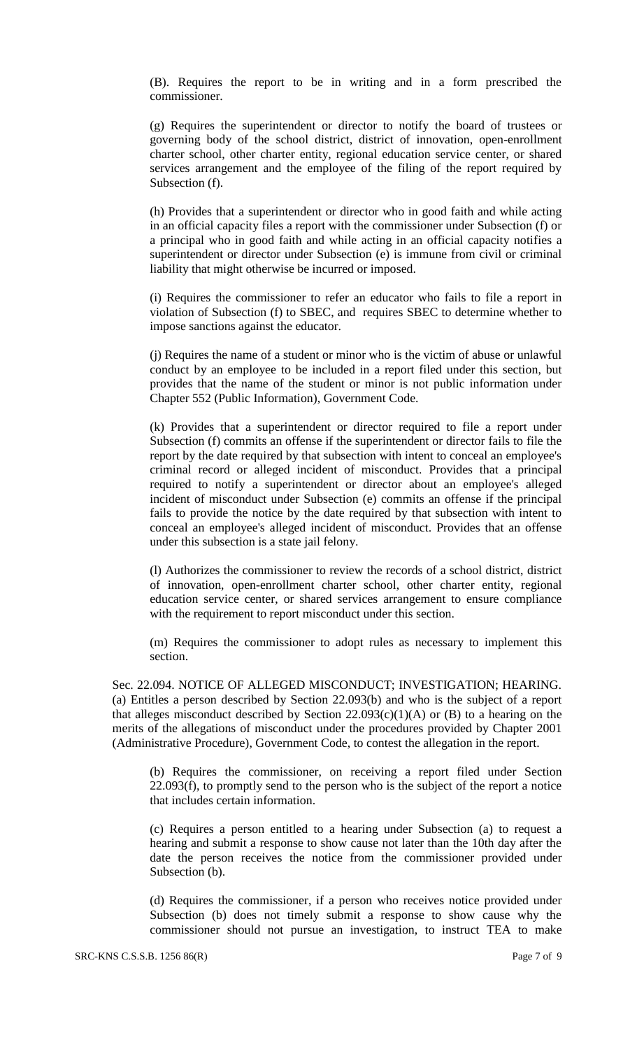(B). Requires the report to be in writing and in a form prescribed the commissioner.

(g) Requires the superintendent or director to notify the board of trustees or governing body of the school district, district of innovation, open-enrollment charter school, other charter entity, regional education service center, or shared services arrangement and the employee of the filing of the report required by Subsection (f).

(h) Provides that a superintendent or director who in good faith and while acting in an official capacity files a report with the commissioner under Subsection (f) or a principal who in good faith and while acting in an official capacity notifies a superintendent or director under Subsection (e) is immune from civil or criminal liability that might otherwise be incurred or imposed.

(i) Requires the commissioner to refer an educator who fails to file a report in violation of Subsection (f) to SBEC, and requires SBEC to determine whether to impose sanctions against the educator.

(j) Requires the name of a student or minor who is the victim of abuse or unlawful conduct by an employee to be included in a report filed under this section, but provides that the name of the student or minor is not public information under Chapter 552 (Public Information), Government Code.

(k) Provides that a superintendent or director required to file a report under Subsection (f) commits an offense if the superintendent or director fails to file the report by the date required by that subsection with intent to conceal an employee's criminal record or alleged incident of misconduct. Provides that a principal required to notify a superintendent or director about an employee's alleged incident of misconduct under Subsection (e) commits an offense if the principal fails to provide the notice by the date required by that subsection with intent to conceal an employee's alleged incident of misconduct. Provides that an offense under this subsection is a state jail felony.

(l) Authorizes the commissioner to review the records of a school district, district of innovation, open-enrollment charter school, other charter entity, regional education service center, or shared services arrangement to ensure compliance with the requirement to report misconduct under this section.

(m) Requires the commissioner to adopt rules as necessary to implement this section.

Sec. 22.094. NOTICE OF ALLEGED MISCONDUCT; INVESTIGATION; HEARING. (a) Entitles a person described by Section 22.093(b) and who is the subject of a report that alleges misconduct described by Section 22.093(c)(1)(A) or (B) to a hearing on the merits of the allegations of misconduct under the procedures provided by Chapter 2001 (Administrative Procedure), Government Code, to contest the allegation in the report.

(b) Requires the commissioner, on receiving a report filed under Section 22.093(f), to promptly send to the person who is the subject of the report a notice that includes certain information.

(c) Requires a person entitled to a hearing under Subsection (a) to request a hearing and submit a response to show cause not later than the 10th day after the date the person receives the notice from the commissioner provided under Subsection (b).

(d) Requires the commissioner, if a person who receives notice provided under Subsection (b) does not timely submit a response to show cause why the commissioner should not pursue an investigation, to instruct TEA to make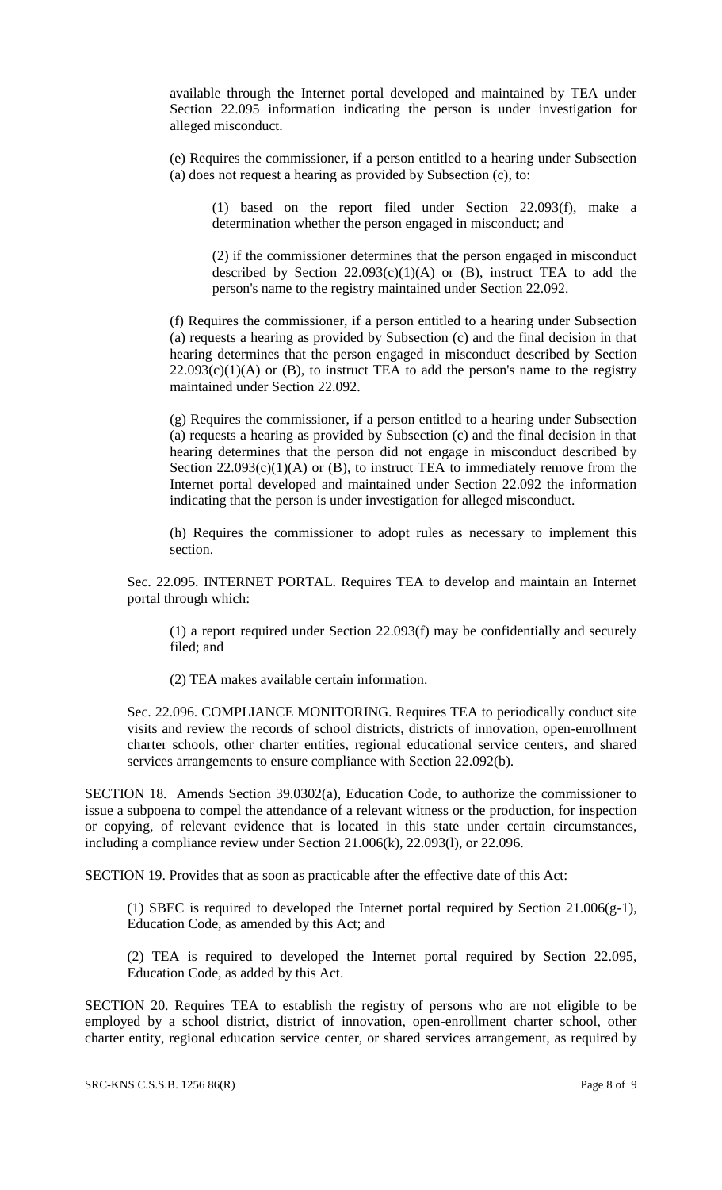available through the Internet portal developed and maintained by TEA under Section 22.095 information indicating the person is under investigation for alleged misconduct.

(e) Requires the commissioner, if a person entitled to a hearing under Subsection (a) does not request a hearing as provided by Subsection (c), to:

(1) based on the report filed under Section 22.093(f), make a determination whether the person engaged in misconduct; and

(2) if the commissioner determines that the person engaged in misconduct described by Section 22.093(c)(1)(A) or (B), instruct TEA to add the person's name to the registry maintained under Section 22.092.

(f) Requires the commissioner, if a person entitled to a hearing under Subsection (a) requests a hearing as provided by Subsection (c) and the final decision in that hearing determines that the person engaged in misconduct described by Section 22.093(c)(1)(A) or (B), to instruct TEA to add the person's name to the registry maintained under Section 22.092.

(g) Requires the commissioner, if a person entitled to a hearing under Subsection (a) requests a hearing as provided by Subsection (c) and the final decision in that hearing determines that the person did not engage in misconduct described by Section 22.093(c)(1)(A) or (B), to instruct TEA to immediately remove from the Internet portal developed and maintained under Section 22.092 the information indicating that the person is under investigation for alleged misconduct.

(h) Requires the commissioner to adopt rules as necessary to implement this section.

Sec. 22.095. INTERNET PORTAL. Requires TEA to develop and maintain an Internet portal through which:

(1) a report required under Section 22.093(f) may be confidentially and securely filed; and

(2) TEA makes available certain information.

Sec. 22.096. COMPLIANCE MONITORING. Requires TEA to periodically conduct site visits and review the records of school districts, districts of innovation, open-enrollment charter schools, other charter entities, regional educational service centers, and shared services arrangements to ensure compliance with Section 22.092(b).

SECTION 18. Amends Section 39.0302(a), Education Code, to authorize the commissioner to issue a subpoena to compel the attendance of a relevant witness or the production, for inspection or copying, of relevant evidence that is located in this state under certain circumstances, including a compliance review under Section 21.006(k), 22.093(l), or 22.096.

SECTION 19. Provides that as soon as practicable after the effective date of this Act:

(1) SBEC is required to developed the Internet portal required by Section 21.006(g-1), Education Code, as amended by this Act; and

(2) TEA is required to developed the Internet portal required by Section 22.095, Education Code, as added by this Act.

SECTION 20. Requires TEA to establish the registry of persons who are not eligible to be employed by a school district, district of innovation, open-enrollment charter school, other charter entity, regional education service center, or shared services arrangement, as required by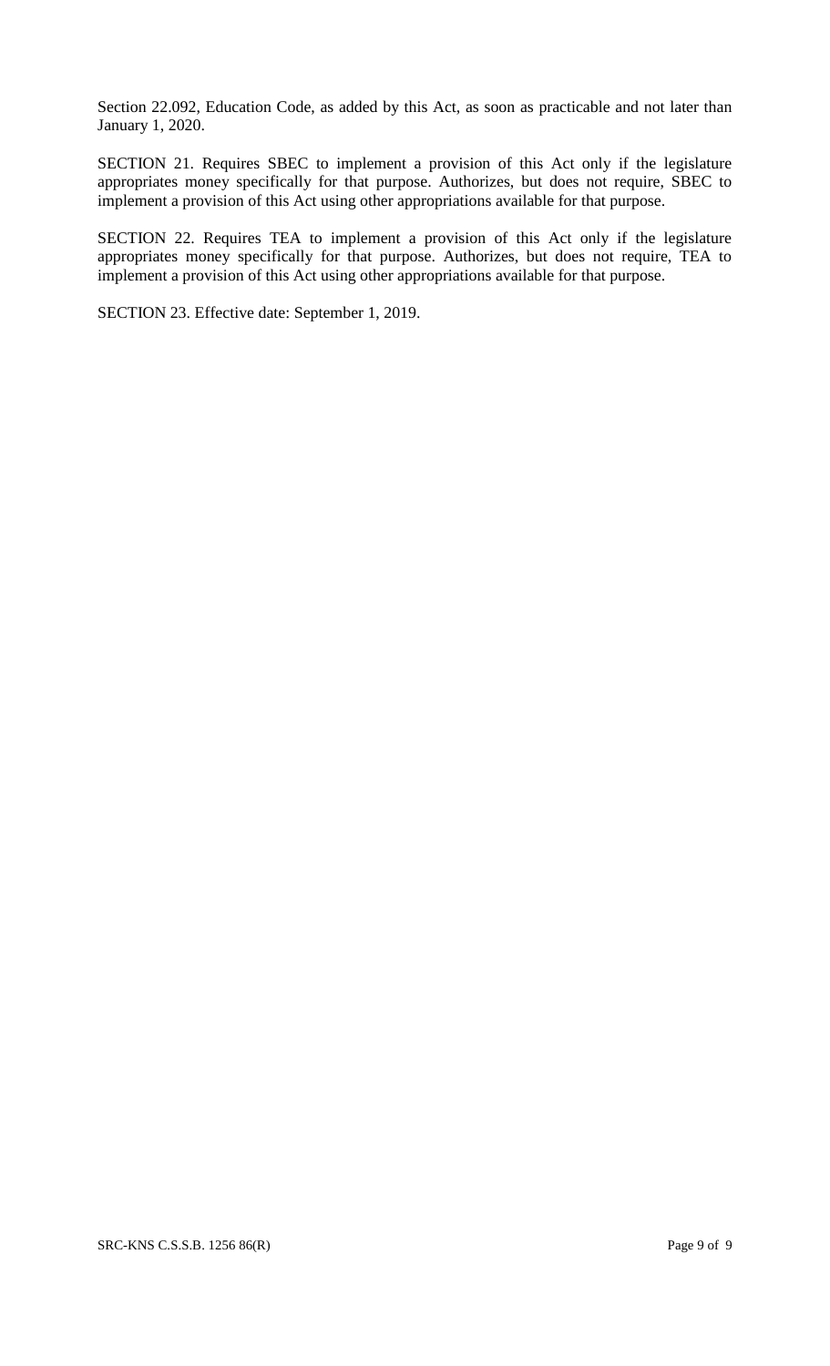Section 22.092, Education Code, as added by this Act, as soon as practicable and not later than January 1, 2020.

SECTION 21. Requires SBEC to implement a provision of this Act only if the legislature appropriates money specifically for that purpose. Authorizes, but does not require, SBEC to implement a provision of this Act using other appropriations available for that purpose.

SECTION 22. Requires TEA to implement a provision of this Act only if the legislature appropriates money specifically for that purpose. Authorizes, but does not require, TEA to implement a provision of this Act using other appropriations available for that purpose.

SECTION 23. Effective date: September 1, 2019.